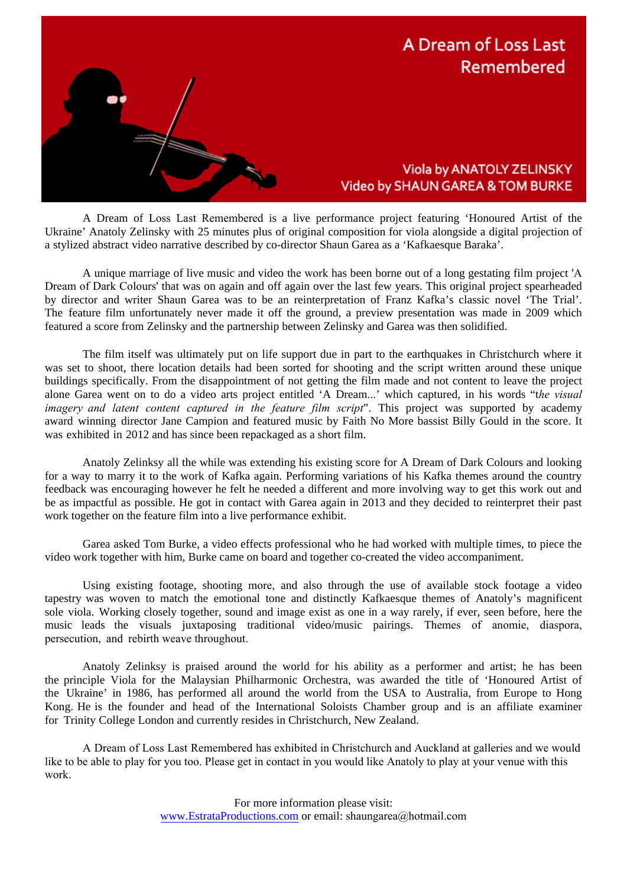# A Dream of Loss Last Remembered

Viola by ANATOLY ZELINSKY
Video by SHAUN GAREA & TOM BURKE

A Dream of Loss Last Remembered is a live performance project featuring 'Honoured Artist of the Ukraine' Anatoly Zelinsky with 25 minutes plus of original composition for viola alongside a digital projection of a stylized abstract video narrative described by co-director Shaun Garea as a 'Kafkaesque Baraka'.

A unique marriage of live music and video the work has been borne out of a long gestating film project 'A Dream of Dark Colours' that was on again and off again over the last few years. This original project spearheaded by director and writer Shaun Garea was to be an reinterpretation of Franz Kafka's classic novel 'The Trial'. The feature film unfortunately never made it off the ground, a preview presentation was made in 2009 which featured a score from Zelinsky and the partnership between Zelinsky and Garea was then solidified.

The film itself was ultimately put on life support due in part to the earthquakes in Christchurch where it was set to shoot, there location details had been sorted for shooting and the script written around these unique buildings specifically. From the disappointment of not getting the film made and not content to leave the project alone Garea went on to do a video arts project entitled 'A Dream...' which captured, in his words "*the visual imagery and latent content captured in the feature film script*". This project was supported by academy award winning director Jane Campion and featured music by Faith No More bassist Billy Gould in the score. It was exhibited in 2012 and has since been repackaged as a short film.

Anatoly Zelinksy all the while was extending his existing score for A Dream of Dark Colours and looking for a way to marry it to the work of Kafka again. Performing variations of his Kafka themes around the country feedback was encouraging however he felt he needed a different and more involving way to get this work out and be as impactful as possible. He got in contact with Garea again in 2013 and they decided to reinterpret their past work together on the feature film into a live performance exhibit.

Garea asked Tom Burke, a video effects professional who he had worked with multiple times, to piece the video work together with him, Burke came on board and together co-created the video accompaniment.

Using existing footage, shooting more, and also through the use of available stock footage a video tapestry was woven to match the emotional tone and distinctly Kafkaesque themes of Anatoly's magnificent sole viola. Working closely together, sound and image exist as one in a way rarely, if ever, seen before, here the music leads the visuals juxtaposing traditional video/music pairings. Themes of anomie, diaspora, persecution, and rebirth weave throughout.

Anatoly Zelinksy is praised around the world for his ability as a performer and artist; he has been the principle Viola for the Malaysian Philharmonic Orchestra, was awarded the title of 'Honoured Artist of the Ukraine' in 1986, has performed all around the world from the USA to Australia, from Europe to Hong Kong. He is the founder and head of the International Soloists Chamber group and is an affiliate examiner for Trinity College London and currently resides in Christchurch, New Zealand.

A Dream of Loss Last Remembered has exhibited in Christchurch and Auckland at galleries and we would like to be able to play for you too. Please get in contact in you would like Anatoly to play at your venue with this work.

For more information please visit:
[www.EstrataProductions.com](http://www.EstrataProductions.com) or email: shaungarea@hotmail.com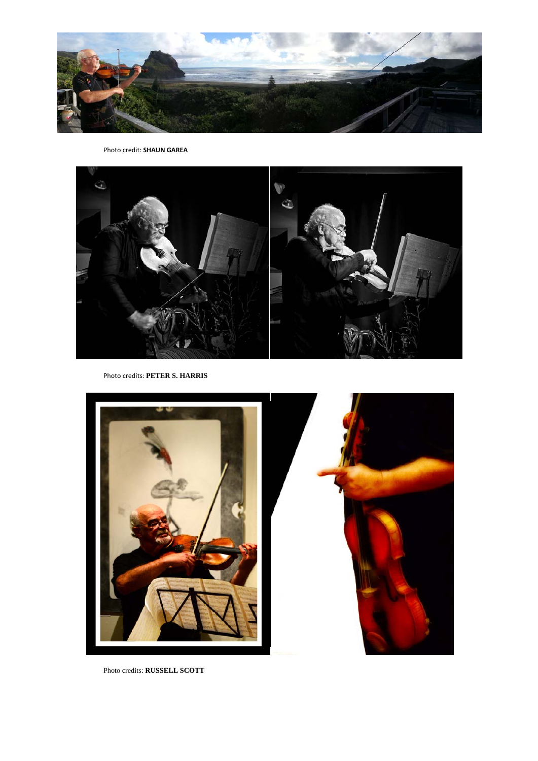Photo credit: **SHAUN GAREA**

Photo credits: **PETER S. HARRIS**

Photo credits: **RUSSELL SCOTT**